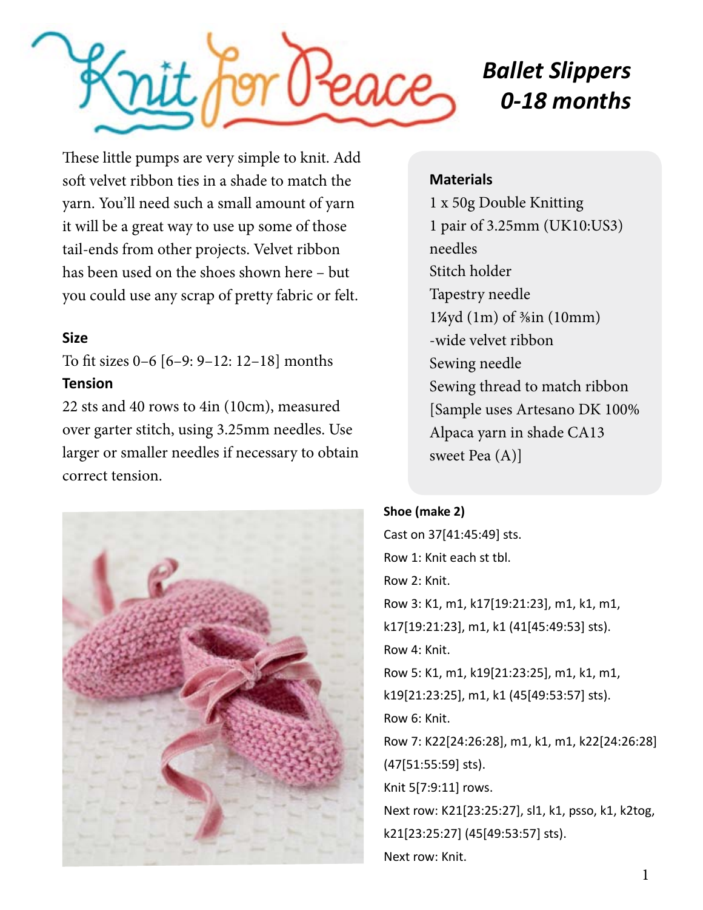# Knit for Peace

## *Ballet Slippers 0-18 months*

These little pumps are very simple to knit. Add soft velvet ribbon ties in a shade to match the yarn. You'll need such a small amount of yarn it will be a great way to use up some of those tail-ends from other projects. Velvet ribbon has been used on the shoes shown here – but you could use any scrap of pretty fabric or felt.

**Size**

To fit sizes 0–6 [6–9: 9–12: 12–18] months

**Tension**

22 sts and 40 rows to 4in (10cm), measured over garter stitch, using 3.25mm needles. Use larger or smaller needles if necessary to obtain correct tension.

**Materials**

1 x 50g Double Knitting
1 pair of 3.25mm (UK10:US3) needles
Stitch holder
Tapestry needle
1¼yd (1m) of ⅜in (10mm) -wide velvet ribbon
Sewing needle
Sewing thread to match ribbon
[Sample uses Artesano DK 100% Alpaca yarn in shade CA13 sweet Pea (A)]

**Shoe (make 2)**

Cast on 37[41:45:49] sts.

Row 1: Knit each st tbl.

Row 2: Knit.

Row 3: K1, m1, k17[19:21:23], m1, k1, m1, k17[19:21:23], m1, k1 (41[45:49:53] sts).

Row 4: Knit.

Row 5: K1, m1, k19[21:23:25], m1, k1, m1, k19[21:23:25], m1, k1 (45[49:53:57] sts).

Row 6: Knit.

Row 7: K22[24:26:28], m1, k1, m1, k22[24:26:28] (47[51:55:59] sts).

Knit 5[7:9:11] rows.

Next row: K21[23:25:27], sl1, k1, psso, k1, k2tog, k21[23:25:27] (45[49:53:57] sts).

Next row: Knit.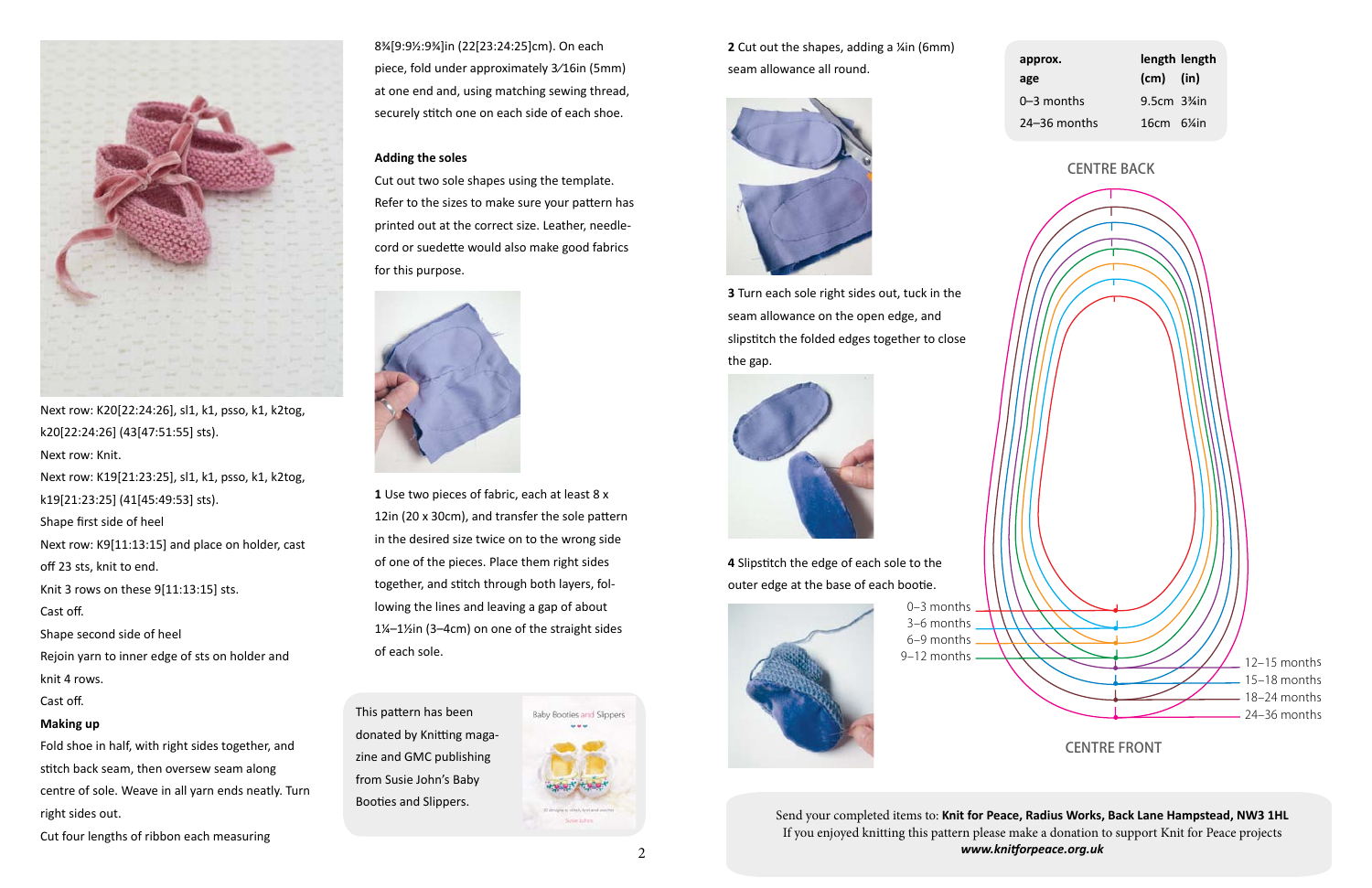Next row: K20[22:24:26], sl1, k1, psso, k1, k2tog, k20[22:24:26] (43[47:51:55] sts).

Next row: Knit.

Next row: K19[21:23:25], sl1, k1, psso, k1, k2tog, k19[21:23:25] (41[45:49:53] sts).

Shape first side of heel

Next row: K9[11:13:15] and place on holder, cast off 23 sts, knit to end.

Knit 3 rows on these 9[11:13:15] sts.

Cast off.

Shape second side of heel

Rejoin yarn to inner edge of sts on holder and knit 4 rows.

Cast off.

**Making up**

Fold shoe in half, with right sides together, and stitch back seam, then oversew seam along centre of sole. Weave in all yarn ends neatly. Turn right sides out.

Cut four lengths of ribbon each measuring 8¾[9:9½:9¾]in (22[23:24:25]cm). On each piece, fold under approximately 3⁄16in (5mm) at one end and, using matching sewing thread, securely stitch one on each side of each shoe.

**Adding the soles**

Cut out two sole shapes using the template. Refer to the sizes to make sure your pattern has printed out at the correct size. Leather, needle-cord or suedette would also make good fabrics for this purpose.

**1** Use two pieces of fabric, each at least 8 x 12in (20 x 30cm), and transfer the sole pattern in the desired size twice on to the wrong side of one of the pieces. Place them right sides together, and stitch through both layers, following the lines and leaving a gap of about 1¼–1½in (3–4cm) on one of the straight sides of each sole.

This pattern has been donated by Knitting magazine and GMC publishing from Susie John's Baby Booties and Slippers.

**2** Cut out the shapes, adding a ¼in (6mm) seam allowance all round.

**3** Turn each sole right sides out, tuck in the seam allowance on the open edge, and slipstitch the folded edges together to close the gap.

**4** Slipstitch the edge of each sole to the outer edge at the base of each bootie.

| approx. age | length (cm) | length (in) |
|---|---|---|
| 0–3 months | 9.5cm | 3¾in |
| 24–36 months | 16cm | 6¼in |

CENTRE BACK

0–3 months
3–6 months
6–9 months
9–12 months
12–15 months
15–18 months
18–24 months
24–36 months

CENTRE FRONT

Send your completed items to: **Knit for Peace, Radius Works, Back Lane Hampstead, NW3 1HL**
If you enjoyed knitting this pattern please make a donation to support Knit for Peace projects
***www.knitforpeace.org.uk***